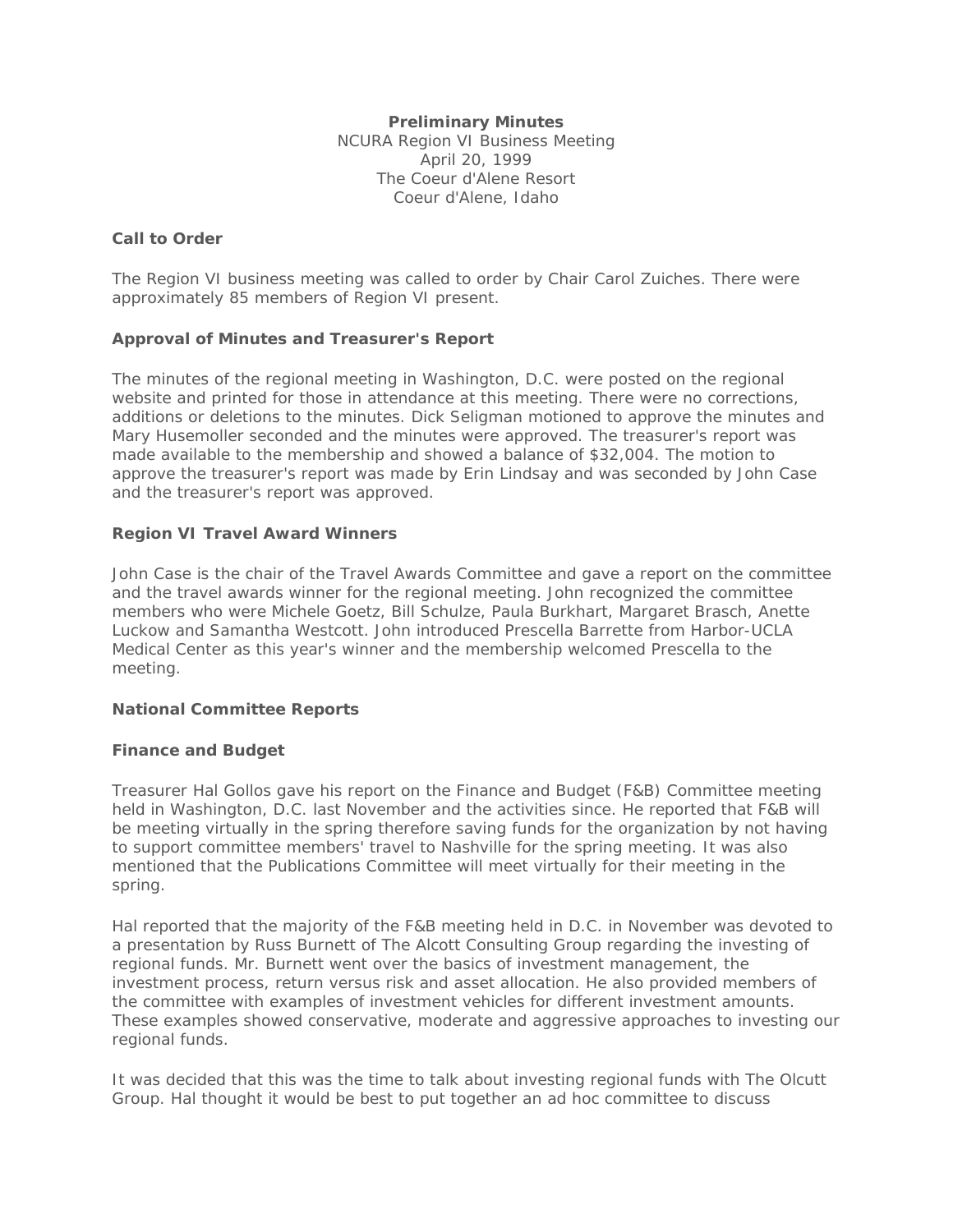**Preliminary Minutes**
NCURA Region VI Business Meeting
April 20, 1999
The Coeur d'Alene Resort
Coeur d'Alene, Idaho

**Call to Order**

The Region VI business meeting was called to order by Chair Carol Zuiches. There were approximately 85 members of Region VI present.

**Approval of Minutes and Treasurer's Report**

The minutes of the regional meeting in Washington, D.C. were posted on the regional website and printed for those in attendance at this meeting. There were no corrections, additions or deletions to the minutes. Dick Seligman motioned to approve the minutes and Mary Husemoller seconded and the minutes were approved. The treasurer's report was made available to the membership and showed a balance of $32,004. The motion to approve the treasurer's report was made by Erin Lindsay and was seconded by John Case and the treasurer's report was approved.

**Region VI Travel Award Winners**

John Case is the chair of the Travel Awards Committee and gave a report on the committee and the travel awards winner for the regional meeting. John recognized the committee members who were Michele Goetz, Bill Schulze, Paula Burkhart, Margaret Brasch, Anette Luckow and Samantha Westcott. John introduced Prescella Barrette from Harbor-UCLA Medical Center as this year's winner and the membership welcomed Prescella to the meeting.

**National Committee Reports**

**Finance and Budget**

Treasurer Hal Gollos gave his report on the Finance and Budget (F&B) Committee meeting held in Washington, D.C. last November and the activities since. He reported that F&B will be meeting virtually in the spring therefore saving funds for the organization by not having to support committee members' travel to Nashville for the spring meeting. It was also mentioned that the Publications Committee will meet virtually for their meeting in the spring.

Hal reported that the majority of the F&B meeting held in D.C. in November was devoted to a presentation by Russ Burnett of The Alcott Consulting Group regarding the investing of regional funds. Mr. Burnett went over the basics of investment management, the investment process, return versus risk and asset allocation. He also provided members of the committee with examples of investment vehicles for different investment amounts. These examples showed conservative, moderate and aggressive approaches to investing our regional funds.

It was decided that this was the time to talk about investing regional funds with The Olcutt Group. Hal thought it would be best to put together an ad hoc committee to discuss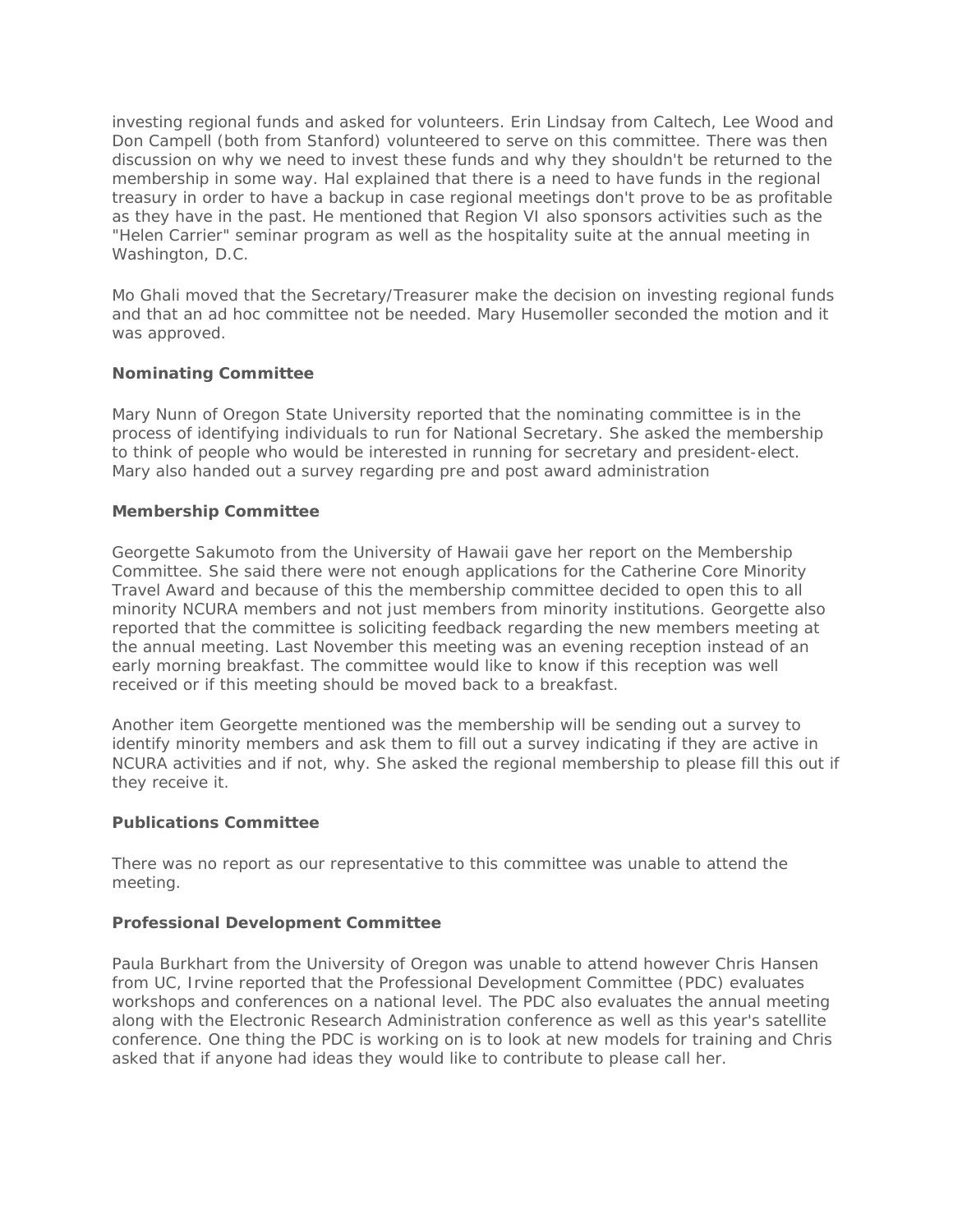investing regional funds and asked for volunteers. Erin Lindsay from Caltech, Lee Wood and Don Campell (both from Stanford) volunteered to serve on this committee. There was then discussion on why we need to invest these funds and why they shouldn't be returned to the membership in some way. Hal explained that there is a need to have funds in the regional treasury in order to have a backup in case regional meetings don't prove to be as profitable as they have in the past. He mentioned that Region VI also sponsors activities such as the "Helen Carrier" seminar program as well as the hospitality suite at the annual meeting in Washington, D.C.

Mo Ghali moved that the Secretary/Treasurer make the decision on investing regional funds and that an ad hoc committee not be needed. Mary Husemoller seconded the motion and it was approved.

**Nominating Committee**

Mary Nunn of Oregon State University reported that the nominating committee is in the process of identifying individuals to run for National Secretary. She asked the membership to think of people who would be interested in running for secretary and president-elect. Mary also handed out a survey regarding pre and post award administration

**Membership Committee**

Georgette Sakumoto from the University of Hawaii gave her report on the Membership Committee. She said there were not enough applications for the Catherine Core Minority Travel Award and because of this the membership committee decided to open this to all minority NCURA members and not just members from minority institutions. Georgette also reported that the committee is soliciting feedback regarding the new members meeting at the annual meeting. Last November this meeting was an evening reception instead of an early morning breakfast. The committee would like to know if this reception was well received or if this meeting should be moved back to a breakfast.

Another item Georgette mentioned was the membership will be sending out a survey to identify minority members and ask them to fill out a survey indicating if they are active in NCURA activities and if not, why. She asked the regional membership to please fill this out if they receive it.

**Publications Committee**

There was no report as our representative to this committee was unable to attend the meeting.

**Professional Development Committee**

Paula Burkhart from the University of Oregon was unable to attend however Chris Hansen from UC, Irvine reported that the Professional Development Committee (PDC) evaluates workshops and conferences on a national level. The PDC also evaluates the annual meeting along with the Electronic Research Administration conference as well as this year's satellite conference. One thing the PDC is working on is to look at new models for training and Chris asked that if anyone had ideas they would like to contribute to please call her.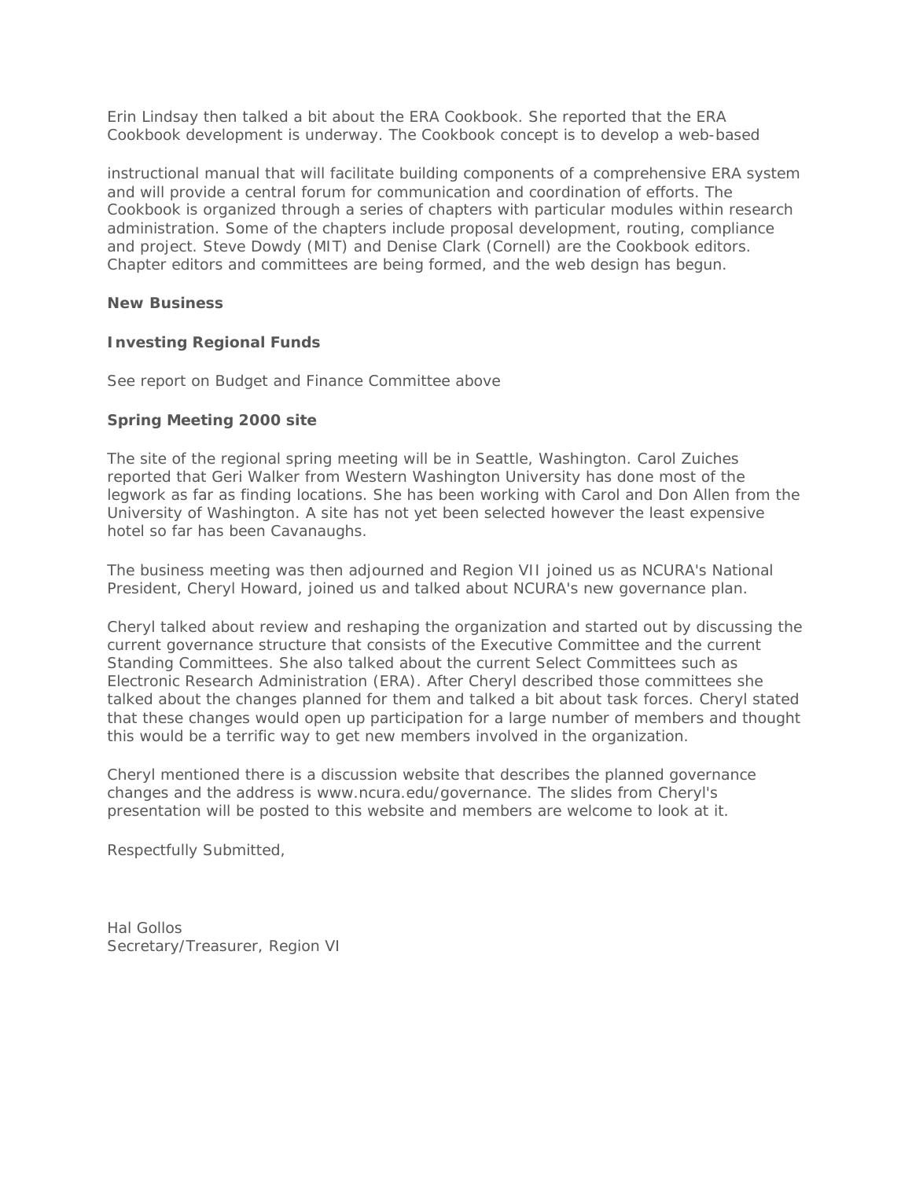Erin Lindsay then talked a bit about the ERA Cookbook. She reported that the ERA Cookbook development is underway. The Cookbook concept is to develop a web-based

instructional manual that will facilitate building components of a comprehensive ERA system and will provide a central forum for communication and coordination of efforts. The Cookbook is organized through a series of chapters with particular modules within research administration. Some of the chapters include proposal development, routing, compliance and project. Steve Dowdy (MIT) and Denise Clark (Cornell) are the Cookbook editors. Chapter editors and committees are being formed, and the web design has begun.

**New Business**

**Investing Regional Funds**

See report on Budget and Finance Committee above

**Spring Meeting 2000 site**

The site of the regional spring meeting will be in Seattle, Washington. Carol Zuiches reported that Geri Walker from Western Washington University has done most of the legwork as far as finding locations. She has been working with Carol and Don Allen from the University of Washington. A site has not yet been selected however the least expensive hotel so far has been Cavanaughs.

The business meeting was then adjourned and Region VII joined us as NCURA's National President, Cheryl Howard, joined us and talked about NCURA's new governance plan.

Cheryl talked about review and reshaping the organization and started out by discussing the current governance structure that consists of the Executive Committee and the current Standing Committees. She also talked about the current Select Committees such as Electronic Research Administration (ERA). After Cheryl described those committees she talked about the changes planned for them and talked a bit about task forces. Cheryl stated that these changes would open up participation for a large number of members and thought this would be a terrific way to get new members involved in the organization.

Cheryl mentioned there is a discussion website that describes the planned governance changes and the address is www.ncura.edu/governance. The slides from Cheryl's presentation will be posted to this website and members are welcome to look at it.

Respectfully Submitted,

Hal Gollos
Secretary/Treasurer, Region VI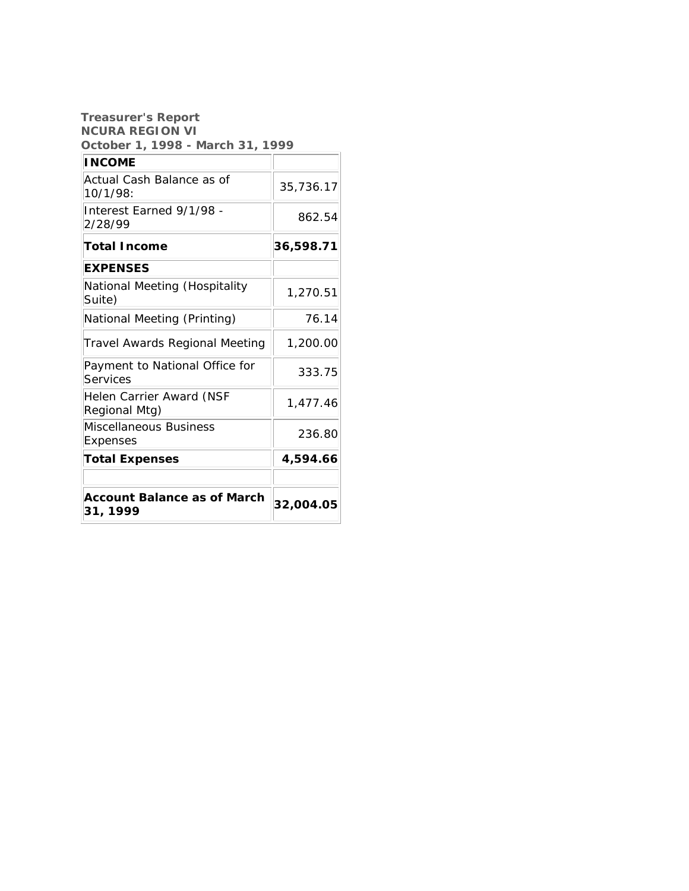**Treasurer's Report**
**NCURA REGION VI**
**October 1, 1998 - March 31, 1999**

| | |
|---|---|
| **INCOME** | |
| Actual Cash Balance as of 10/1/98: | 35,736.17 |
| Interest Earned 9/1/98 - 2/28/99 | 862.54 |
| **Total Income** | **36,598.71** |
| **EXPENSES** | |
| National Meeting (Hospitality Suite) | 1,270.51 |
| National Meeting (Printing) | 76.14 |
| Travel Awards Regional Meeting | 1,200.00 |
| Payment to National Office for Services | 333.75 |
| Helen Carrier Award (NSF Regional Mtg) | 1,477.46 |
| Miscellaneous Business Expenses | 236.80 |
| **Total Expenses** | **4,594.66** |
| | |
| **Account Balance as of March 31, 1999** | **32,004.05** |